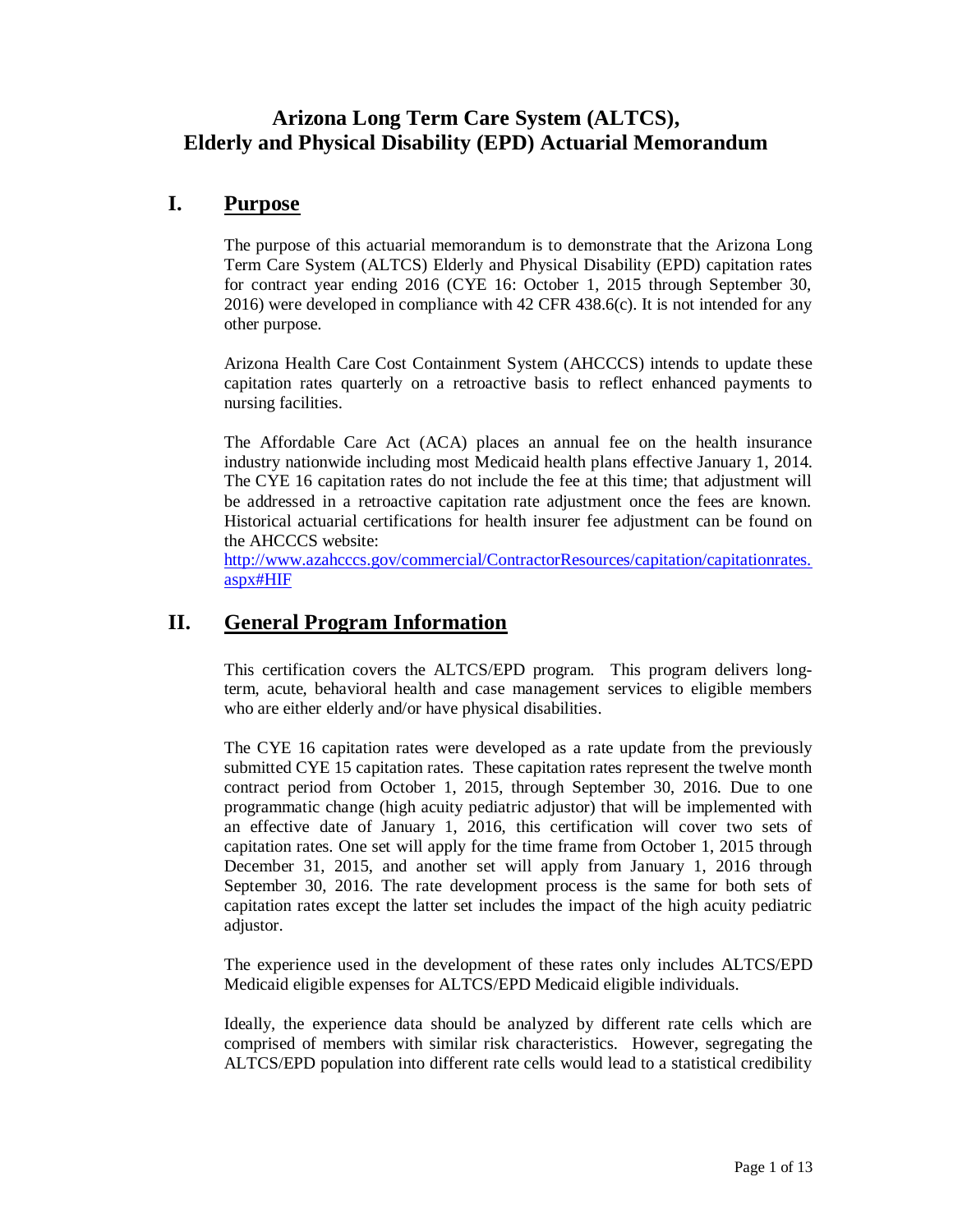# Arizona Long Term Care System (ALTCS), Elderly and Physical Disability (EPD) Actuarial Memorandum

## I. Purpose

The purpose of this actuarial memorandum is to demonstrate that the Arizona Long Term Care System (ALTCS) Elderly and Physical Disability (EPD) capitation rates for contract year ending 2016 (CYE 16: October 1, 2015 through September 30, 2016) were developed in compliance with 42 CFR 438.6(c). It is not intended for any other purpose.

Arizona Health Care Cost Containment System (AHCCCS) intends to update these capitation rates quarterly on a retroactive basis to reflect enhanced payments to nursing facilities.

The Affordable Care Act (ACA) places an annual fee on the health insurance industry nationwide including most Medicaid health plans effective January 1, 2014. The CYE 16 capitation rates do not include the fee at this time; that adjustment will be addressed in a retroactive capitation rate adjustment once the fees are known. Historical actuarial certifications for health insurer fee adjustment can be found on the AHCCCS website:
[http://www.azahcccs.gov/commercial/ContractorResources/capitation/capitationrates.aspx#HIF](http://www.azahcccs.gov/commercial/ContractorResources/capitation/capitationrates.aspx#HIF)

## II. General Program Information

This certification covers the ALTCS/EPD program. This program delivers long-term, acute, behavioral health and case management services to eligible members who are either elderly and/or have physical disabilities.

The CYE 16 capitation rates were developed as a rate update from the previously submitted CYE 15 capitation rates. These capitation rates represent the twelve month contract period from October 1, 2015, through September 30, 2016. Due to one programmatic change (high acuity pediatric adjustor) that will be implemented with an effective date of January 1, 2016, this certification will cover two sets of capitation rates. One set will apply for the time frame from October 1, 2015 through December 31, 2015, and another set will apply from January 1, 2016 through September 30, 2016. The rate development process is the same for both sets of capitation rates except the latter set includes the impact of the high acuity pediatric adjustor.

The experience used in the development of these rates only includes ALTCS/EPD Medicaid eligible expenses for ALTCS/EPD Medicaid eligible individuals.

Ideally, the experience data should be analyzed by different rate cells which are comprised of members with similar risk characteristics. However, segregating the ALTCS/EPD population into different rate cells would lead to a statistical credibility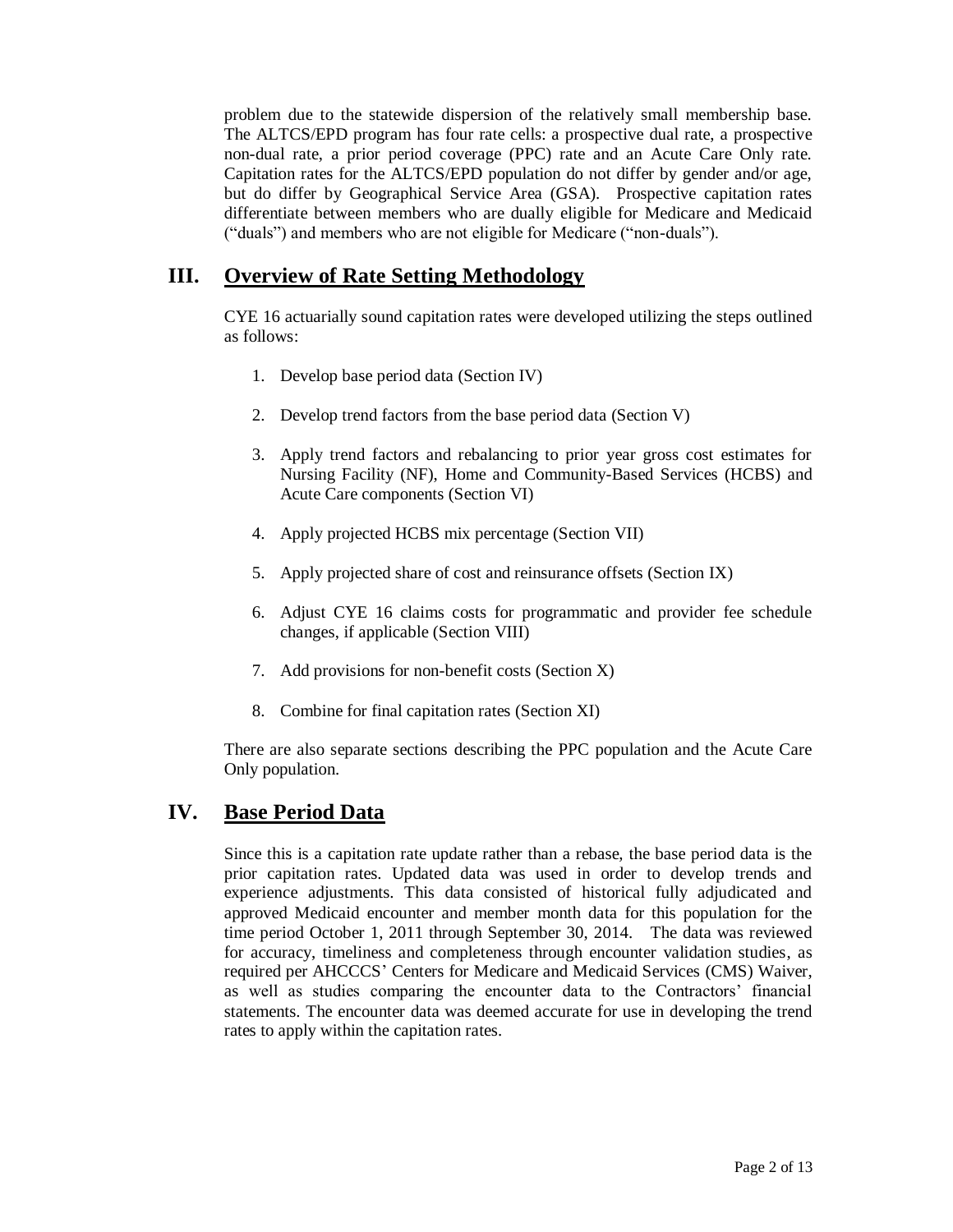problem due to the statewide dispersion of the relatively small membership base. The ALTCS/EPD program has four rate cells: a prospective dual rate, a prospective non-dual rate, a prior period coverage (PPC) rate and an Acute Care Only rate. Capitation rates for the ALTCS/EPD population do not differ by gender and/or age, but do differ by Geographical Service Area (GSA). Prospective capitation rates differentiate between members who are dually eligible for Medicare and Medicaid ("duals") and members who are not eligible for Medicare ("non-duals").

## III. Overview of Rate Setting Methodology

CYE 16 actuarially sound capitation rates were developed utilizing the steps outlined as follows:

1. Develop base period data (Section IV)
2. Develop trend factors from the base period data (Section V)
3. Apply trend factors and rebalancing to prior year gross cost estimates for Nursing Facility (NF), Home and Community-Based Services (HCBS) and Acute Care components (Section VI)
4. Apply projected HCBS mix percentage (Section VII)
5. Apply projected share of cost and reinsurance offsets (Section IX)
6. Adjust CYE 16 claims costs for programmatic and provider fee schedule changes, if applicable (Section VIII)
7. Add provisions for non-benefit costs (Section X)
8. Combine for final capitation rates (Section XI)

There are also separate sections describing the PPC population and the Acute Care Only population.

## IV. Base Period Data

Since this is a capitation rate update rather than a rebase, the base period data is the prior capitation rates. Updated data was used in order to develop trends and experience adjustments. This data consisted of historical fully adjudicated and approved Medicaid encounter and member month data for this population for the time period October 1, 2011 through September 30, 2014. The data was reviewed for accuracy, timeliness and completeness through encounter validation studies, as required per AHCCCS' Centers for Medicare and Medicaid Services (CMS) Waiver, as well as studies comparing the encounter data to the Contractors' financial statements. The encounter data was deemed accurate for use in developing the trend rates to apply within the capitation rates.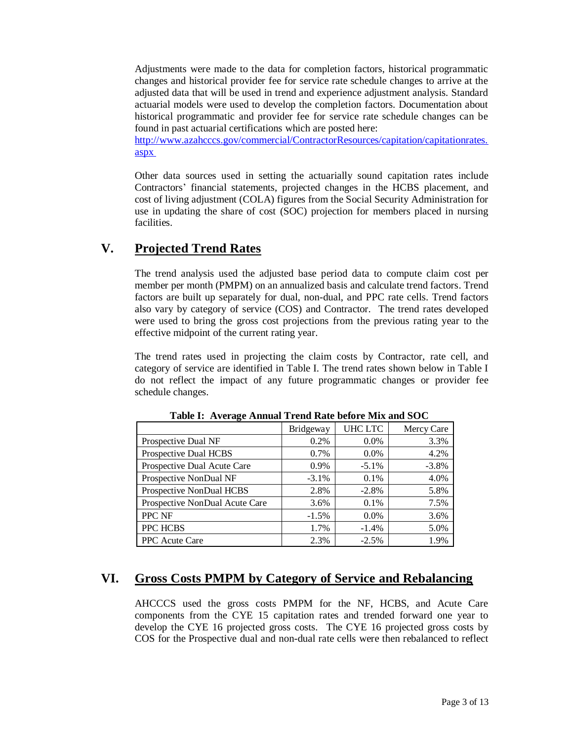Adjustments were made to the data for completion factors, historical programmatic changes and historical provider fee for service rate schedule changes to arrive at the adjusted data that will be used in trend and experience adjustment analysis. Standard actuarial models were used to develop the completion factors. Documentation about historical programmatic and provider fee for service rate schedule changes can be found in past actuarial certifications which are posted here: [http://www.azahcccs.gov/commercial/ContractorResources/capitation/capitationrates.aspx](http://www.azahcccs.gov/commercial/ContractorResources/capitation/capitationrates.aspx)

Other data sources used in setting the actuarially sound capitation rates include Contractors' financial statements, projected changes in the HCBS placement, and cost of living adjustment (COLA) figures from the Social Security Administration for use in updating the share of cost (SOC) projection for members placed in nursing facilities.

## V. Projected Trend Rates

The trend analysis used the adjusted base period data to compute claim cost per member per month (PMPM) on an annualized basis and calculate trend factors. Trend factors are built up separately for dual, non-dual, and PPC rate cells. Trend factors also vary by category of service (COS) and Contractor. The trend rates developed were used to bring the gross cost projections from the previous rating year to the effective midpoint of the current rating year.

The trend rates used in projecting the claim costs by Contractor, rate cell, and category of service are identified in Table I. The trend rates shown below in Table I do not reflect the impact of any future programmatic changes or provider fee schedule changes.

**Table I: Average Annual Trend Rate before Mix and SOC**

| | Bridgeway | UHC LTC | Mercy Care |
|---|---|---|---|
| Prospective Dual NF | 0.2% | 0.0% | 3.3% |
| Prospective Dual HCBS | 0.7% | 0.0% | 4.2% |
| Prospective Dual Acute Care | 0.9% | -5.1% | -3.8% |
| Prospective NonDual NF | -3.1% | 0.1% | 4.0% |
| Prospective NonDual HCBS | 2.8% | -2.8% | 5.8% |
| Prospective NonDual Acute Care | 3.6% | 0.1% | 7.5% |
| PPC NF | -1.5% | 0.0% | 3.6% |
| PPC HCBS | 1.7% | -1.4% | 5.0% |
| PPC Acute Care | 2.3% | -2.5% | 1.9% |

## VI. Gross Costs PMPM by Category of Service and Rebalancing

AHCCCS used the gross costs PMPM for the NF, HCBS, and Acute Care components from the CYE 15 capitation rates and trended forward one year to develop the CYE 16 projected gross costs. The CYE 16 projected gross costs by COS for the Prospective dual and non-dual rate cells were then rebalanced to reflect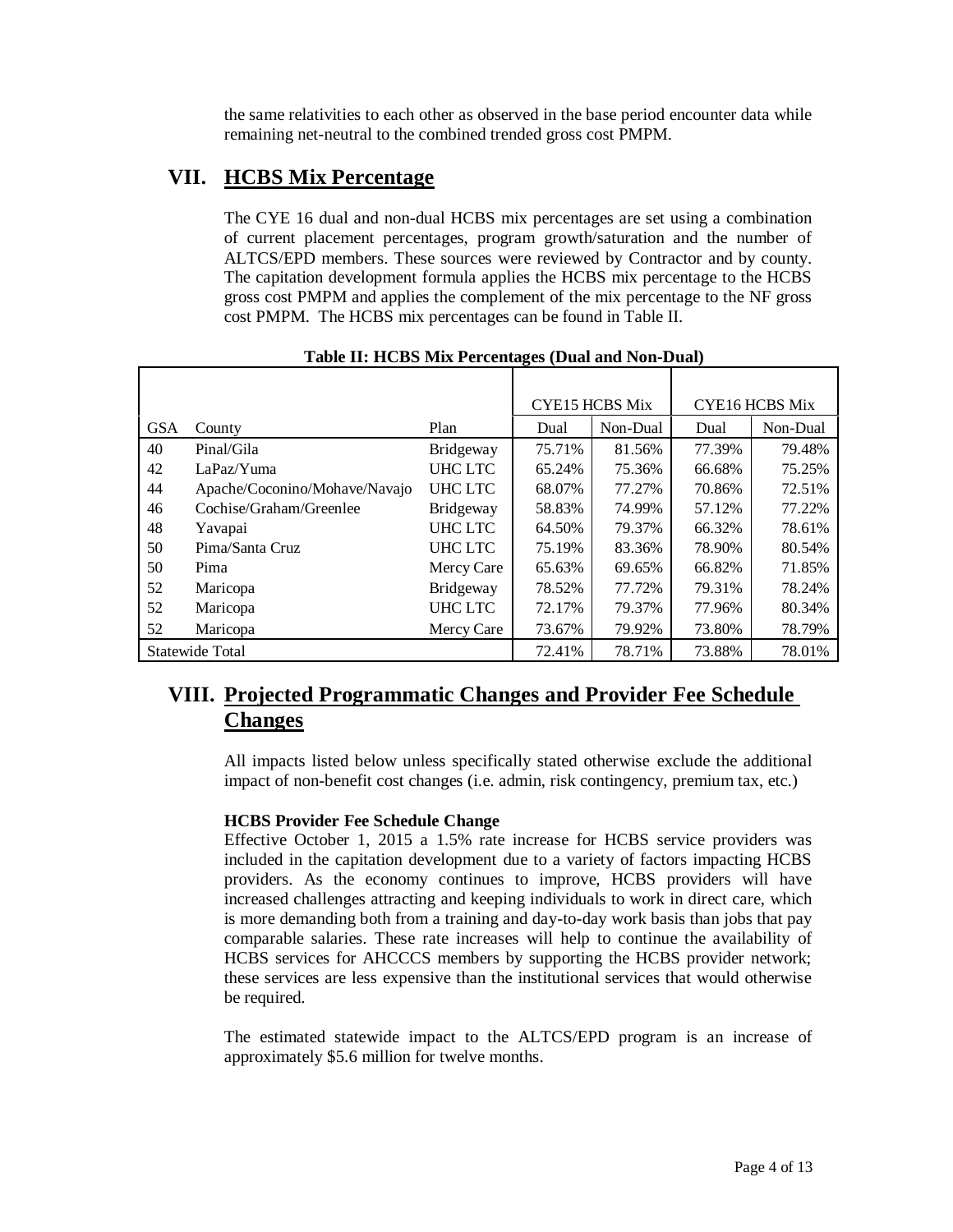the same relativities to each other as observed in the base period encounter data while remaining net-neutral to the combined trended gross cost PMPM.

## VII. HCBS Mix Percentage

The CYE 16 dual and non-dual HCBS mix percentages are set using a combination of current placement percentages, program growth/saturation and the number of ALTCS/EPD members. These sources were reviewed by Contractor and by county. The capitation development formula applies the HCBS mix percentage to the HCBS gross cost PMPM and applies the complement of the mix percentage to the NF gross cost PMPM. The HCBS mix percentages can be found in Table II.

**Table II: HCBS Mix Percentages (Dual and Non-Dual)**

| | | | CYE15 HCBS Mix | | CYE16 HCBS Mix | |
|---|---|---|---|---|---|---|
| GSA | County | Plan | Dual | Non-Dual | Dual | Non-Dual |
| 40 | Pinal/Gila | Bridgeway | 75.71% | 81.56% | 77.39% | 79.48% |
| 42 | LaPaz/Yuma | UHC LTC | 65.24% | 75.36% | 66.68% | 75.25% |
| 44 | Apache/Coconino/Mohave/Navajo | UHC LTC | 68.07% | 77.27% | 70.86% | 72.51% |
| 46 | Cochise/Graham/Greenlee | Bridgeway | 58.83% | 74.99% | 57.12% | 77.22% |
| 48 | Yavapai | UHC LTC | 64.50% | 79.37% | 66.32% | 78.61% |
| 50 | Pima/Santa Cruz | UHC LTC | 75.19% | 83.36% | 78.90% | 80.54% |
| 50 | Pima | Mercy Care | 65.63% | 69.65% | 66.82% | 71.85% |
| 52 | Maricopa | Bridgeway | 78.52% | 77.72% | 79.31% | 78.24% |
| 52 | Maricopa | UHC LTC | 72.17% | 79.37% | 77.96% | 80.34% |
| 52 | Maricopa | Mercy Care | 73.67% | 79.92% | 73.80% | 78.79% |
| Statewide Total | | | 72.41% | 78.71% | 73.88% | 78.01% |

## VIII. Projected Programmatic Changes and Provider Fee Schedule Changes

All impacts listed below unless specifically stated otherwise exclude the additional impact of non-benefit cost changes (i.e. admin, risk contingency, premium tax, etc.)

**HCBS Provider Fee Schedule Change**

Effective October 1, 2015 a 1.5% rate increase for HCBS service providers was included in the capitation development due to a variety of factors impacting HCBS providers. As the economy continues to improve, HCBS providers will have increased challenges attracting and keeping individuals to work in direct care, which is more demanding both from a training and day-to-day work basis than jobs that pay comparable salaries. These rate increases will help to continue the availability of HCBS services for AHCCCS members by supporting the HCBS provider network; these services are less expensive than the institutional services that would otherwise be required.

The estimated statewide impact to the ALTCS/EPD program is an increase of approximately $5.6 million for twelve months.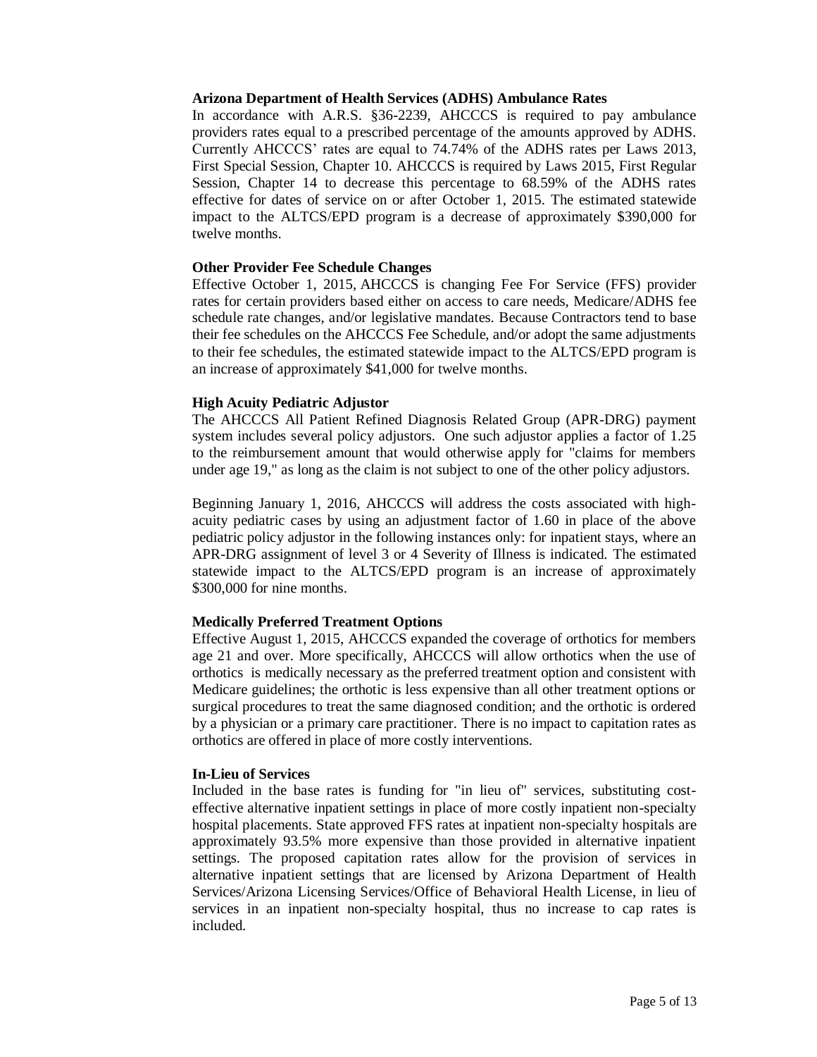**Arizona Department of Health Services (ADHS) Ambulance Rates**

In accordance with A.R.S. §36-2239, AHCCCS is required to pay ambulance providers rates equal to a prescribed percentage of the amounts approved by ADHS. Currently AHCCCS' rates are equal to 74.74% of the ADHS rates per Laws 2013, First Special Session, Chapter 10. AHCCCS is required by Laws 2015, First Regular Session, Chapter 14 to decrease this percentage to 68.59% of the ADHS rates effective for dates of service on or after October 1, 2015. The estimated statewide impact to the ALTCS/EPD program is a decrease of approximately $390,000 for twelve months.

**Other Provider Fee Schedule Changes**

Effective October 1, 2015, AHCCCS is changing Fee For Service (FFS) provider rates for certain providers based either on access to care needs, Medicare/ADHS fee schedule rate changes, and/or legislative mandates. Because Contractors tend to base their fee schedules on the AHCCCS Fee Schedule, and/or adopt the same adjustments to their fee schedules, the estimated statewide impact to the ALTCS/EPD program is an increase of approximately $41,000 for twelve months.

**High Acuity Pediatric Adjustor**

The AHCCCS All Patient Refined Diagnosis Related Group (APR-DRG) payment system includes several policy adjustors. One such adjustor applies a factor of 1.25 to the reimbursement amount that would otherwise apply for "claims for members under age 19," as long as the claim is not subject to one of the other policy adjustors.

Beginning January 1, 2016, AHCCCS will address the costs associated with high-acuity pediatric cases by using an adjustment factor of 1.60 in place of the above pediatric policy adjustor in the following instances only: for inpatient stays, where an APR-DRG assignment of level 3 or 4 Severity of Illness is indicated. The estimated statewide impact to the ALTCS/EPD program is an increase of approximately $300,000 for nine months.

**Medically Preferred Treatment Options**

Effective August 1, 2015, AHCCCS expanded the coverage of orthotics for members age 21 and over. More specifically, AHCCCS will allow orthotics when the use of orthotics is medically necessary as the preferred treatment option and consistent with Medicare guidelines; the orthotic is less expensive than all other treatment options or surgical procedures to treat the same diagnosed condition; and the orthotic is ordered by a physician or a primary care practitioner. There is no impact to capitation rates as orthotics are offered in place of more costly interventions.

**In-Lieu of Services**

Included in the base rates is funding for "in lieu of" services, substituting cost-effective alternative inpatient settings in place of more costly inpatient non-specialty hospital placements. State approved FFS rates at inpatient non-specialty hospitals are approximately 93.5% more expensive than those provided in alternative inpatient settings. The proposed capitation rates allow for the provision of services in alternative inpatient settings that are licensed by Arizona Department of Health Services/Arizona Licensing Services/Office of Behavioral Health License, in lieu of services in an inpatient non-specialty hospital, thus no increase to cap rates is included.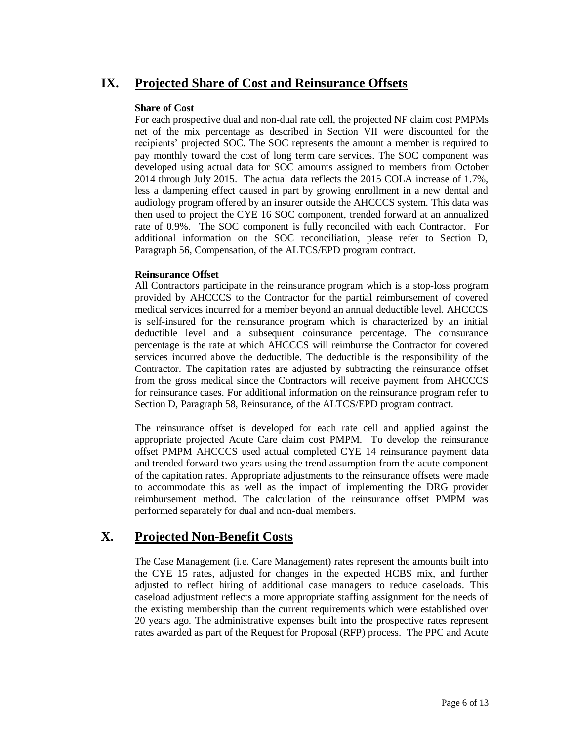## IX. Projected Share of Cost and Reinsurance Offsets

**Share of Cost**

For each prospective dual and non-dual rate cell, the projected NF claim cost PMPMs net of the mix percentage as described in Section VII were discounted for the recipients' projected SOC. The SOC represents the amount a member is required to pay monthly toward the cost of long term care services. The SOC component was developed using actual data for SOC amounts assigned to members from October 2014 through July 2015. The actual data reflects the 2015 COLA increase of 1.7%, less a dampening effect caused in part by growing enrollment in a new dental and audiology program offered by an insurer outside the AHCCCS system. This data was then used to project the CYE 16 SOC component, trended forward at an annualized rate of 0.9%. The SOC component is fully reconciled with each Contractor. For additional information on the SOC reconciliation, please refer to Section D, Paragraph 56, Compensation, of the ALTCS/EPD program contract.

**Reinsurance Offset**

All Contractors participate in the reinsurance program which is a stop-loss program provided by AHCCCS to the Contractor for the partial reimbursement of covered medical services incurred for a member beyond an annual deductible level. AHCCCS is self-insured for the reinsurance program which is characterized by an initial deductible level and a subsequent coinsurance percentage. The coinsurance percentage is the rate at which AHCCCS will reimburse the Contractor for covered services incurred above the deductible. The deductible is the responsibility of the Contractor. The capitation rates are adjusted by subtracting the reinsurance offset from the gross medical since the Contractors will receive payment from AHCCCS for reinsurance cases. For additional information on the reinsurance program refer to Section D, Paragraph 58, Reinsurance, of the ALTCS/EPD program contract.

The reinsurance offset is developed for each rate cell and applied against the appropriate projected Acute Care claim cost PMPM. To develop the reinsurance offset PMPM AHCCCS used actual completed CYE 14 reinsurance payment data and trended forward two years using the trend assumption from the acute component of the capitation rates. Appropriate adjustments to the reinsurance offsets were made to accommodate this as well as the impact of implementing the DRG provider reimbursement method. The calculation of the reinsurance offset PMPM was performed separately for dual and non-dual members.

## X. Projected Non-Benefit Costs

The Case Management (i.e. Care Management) rates represent the amounts built into the CYE 15 rates, adjusted for changes in the expected HCBS mix, and further adjusted to reflect hiring of additional case managers to reduce caseloads. This caseload adjustment reflects a more appropriate staffing assignment for the needs of the existing membership than the current requirements which were established over 20 years ago. The administrative expenses built into the prospective rates represent rates awarded as part of the Request for Proposal (RFP) process. The PPC and Acute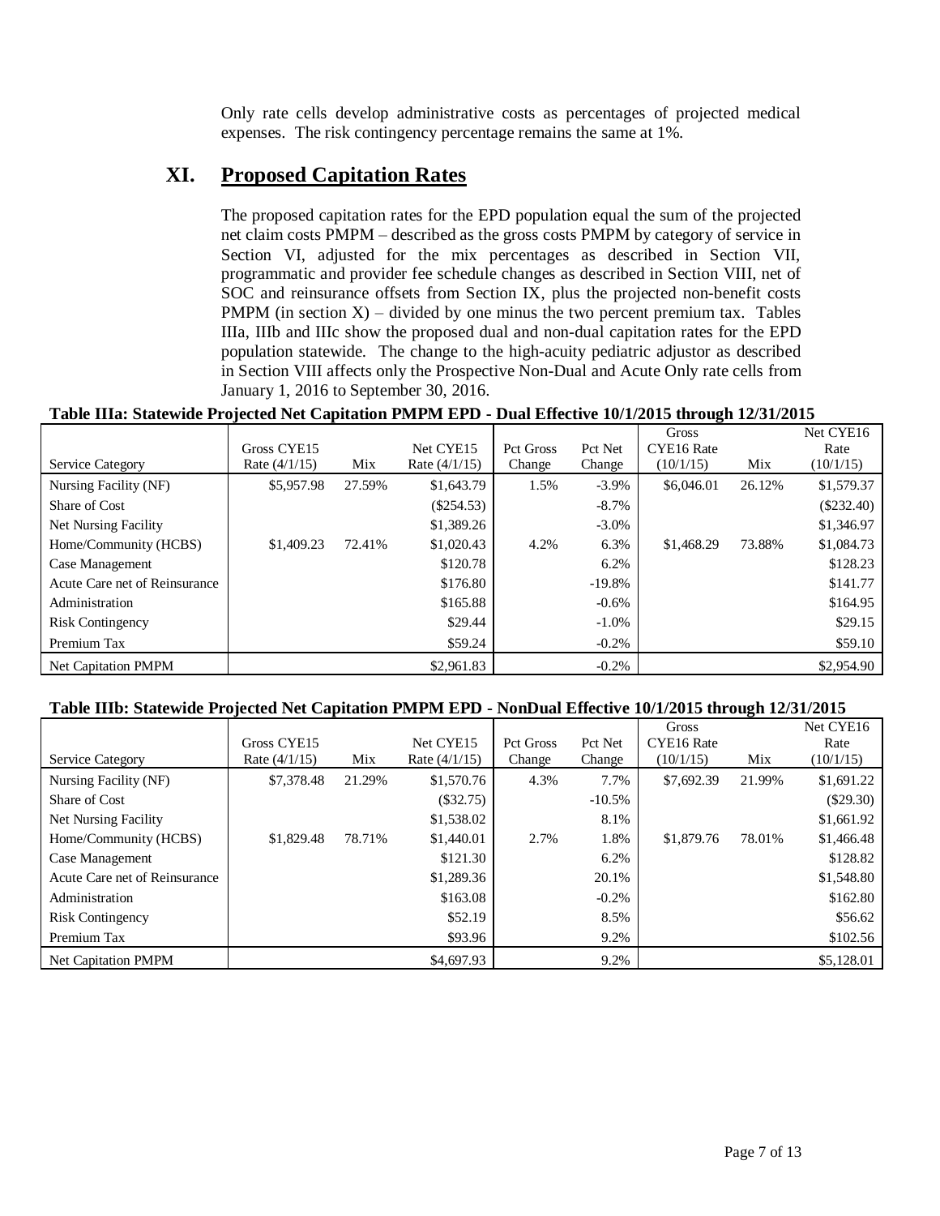Only rate cells develop administrative costs as percentages of projected medical expenses. The risk contingency percentage remains the same at 1%.

## XI. Proposed Capitation Rates

The proposed capitation rates for the EPD population equal the sum of the projected net claim costs PMPM – described as the gross costs PMPM by category of service in Section VI, adjusted for the mix percentages as described in Section VII, programmatic and provider fee schedule changes as described in Section VIII, net of SOC and reinsurance offsets from Section IX, plus the projected non-benefit costs PMPM (in section X) – divided by one minus the two percent premium tax. Tables IIIa, IIIb and IIIc show the proposed dual and non-dual capitation rates for the EPD population statewide. The change to the high-acuity pediatric adjustor as described in Section VIII affects only the Prospective Non-Dual and Acute Only rate cells from January 1, 2016 to September 30, 2016.

**Table IIIa: Statewide Projected Net Capitation PMPM EPD - Dual Effective 10/1/2015 through 12/31/2015**

| Service Category | Gross CYE15 Rate (4/1/15) | Mix | Net CYE15 Rate (4/1/15) | Pct Gross Change | Pct Net Change | Gross CYE16 Rate (10/1/15) | Mix | Net CYE16 Rate (10/1/15) |
|---|---|---|---|---|---|---|---|---|
| Nursing Facility (NF) | $5,957.98 | 27.59% | $1,643.79 | 1.5% | -3.9% | $6,046.01 | 26.12% | $1,579.37 |
| Share of Cost | | | ($254.53) | | -8.7% | | | ($232.40) |
| Net Nursing Facility | | | $1,389.26 | | -3.0% | | | $1,346.97 |
| Home/Community (HCBS) | $1,409.23 | 72.41% | $1,020.43 | 4.2% | 6.3% | $1,468.29 | 73.88% | $1,084.73 |
| Case Management | | | $120.78 | | 6.2% | | | $128.23 |
| Acute Care net of Reinsurance | | | $176.80 | | -19.8% | | | $141.77 |
| Administration | | | $165.88 | | -0.6% | | | $164.95 |
| Risk Contingency | | | $29.44 | | -1.0% | | | $29.15 |
| Premium Tax | | | $59.24 | | -0.2% | | | $59.10 |
| Net Capitation PMPM | | | $2,961.83 | | -0.2% | | | $2,954.90 |

**Table IIIb: Statewide Projected Net Capitation PMPM EPD - NonDual Effective 10/1/2015 through 12/31/2015**

| Service Category | Gross CYE15 Rate (4/1/15) | Mix | Net CYE15 Rate (4/1/15) | Pct Gross Change | Pct Net Change | Gross CYE16 Rate (10/1/15) | Mix | Net CYE16 Rate (10/1/15) |
|---|---|---|---|---|---|---|---|---|
| Nursing Facility (NF) | $7,378.48 | 21.29% | $1,570.76 | 4.3% | 7.7% | $7,692.39 | 21.99% | $1,691.22 |
| Share of Cost | | | ($32.75) | | -10.5% | | | ($29.30) |
| Net Nursing Facility | | | $1,538.02 | | 8.1% | | | $1,661.92 |
| Home/Community (HCBS) | $1,829.48 | 78.71% | $1,440.01 | 2.7% | 1.8% | $1,879.76 | 78.01% | $1,466.48 |
| Case Management | | | $121.30 | | 6.2% | | | $128.82 |
| Acute Care net of Reinsurance | | | $1,289.36 | | 20.1% | | | $1,548.80 |
| Administration | | | $163.08 | | -0.2% | | | $162.80 |
| Risk Contingency | | | $52.19 | | 8.5% | | | $56.62 |
| Premium Tax | | | $93.96 | | 9.2% | | | $102.56 |
| Net Capitation PMPM | | | $4,697.93 | | 9.2% | | | $5,128.01 |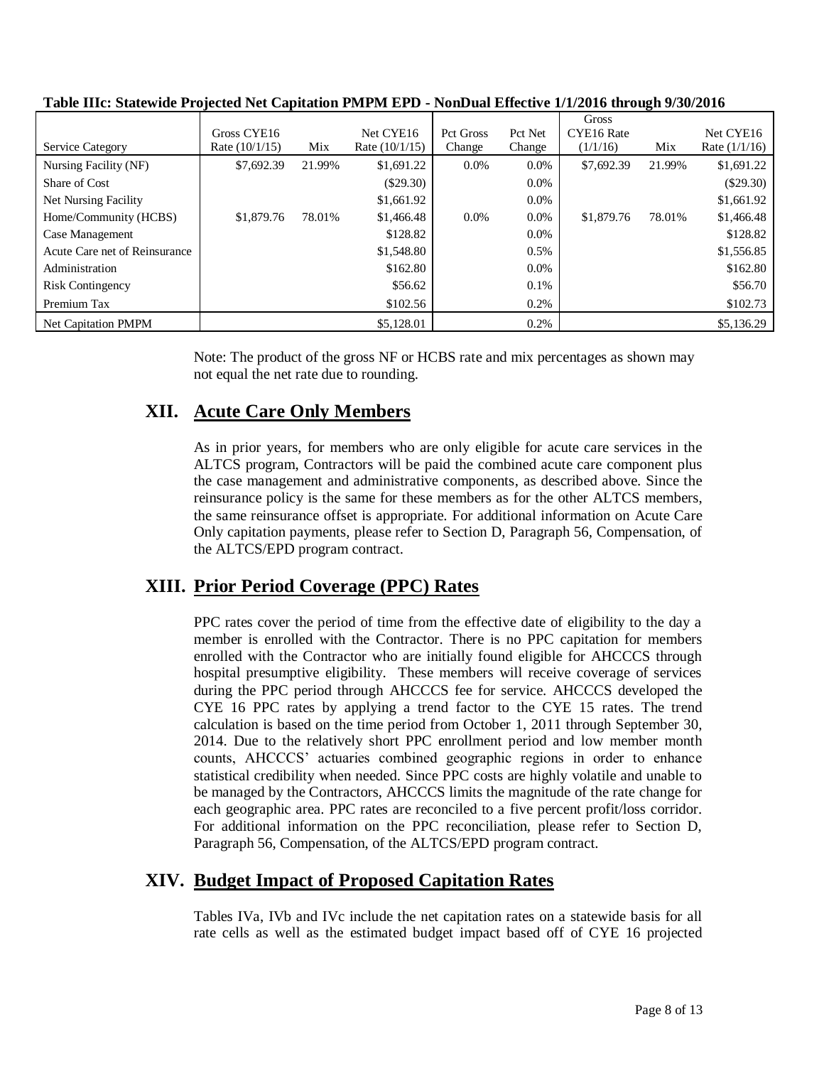**Table IIIc: Statewide Projected Net Capitation PMPM EPD - NonDual Effective 1/1/2016 through 9/30/2016**

| Service Category | Gross CYE16 Rate (10/1/15) | Mix | Net CYE16 Rate (10/1/15) | Pct Gross Change | Pct Net Change | Gross CYE16 Rate (1/1/16) | Mix | Net CYE16 Rate (1/1/16) |
|---|---|---|---|---|---|---|---|---|
| Nursing Facility (NF) | $7,692.39 | 21.99% | $1,691.22 | 0.0% | 0.0% | $7,692.39 | 21.99% | $1,691.22 |
| Share of Cost | | | ($29.30) | | 0.0% | | | ($29.30) |
| Net Nursing Facility | | | $1,661.92 | | 0.0% | | | $1,661.92 |
| Home/Community (HCBS) | $1,879.76 | 78.01% | $1,466.48 | 0.0% | 0.0% | $1,879.76 | 78.01% | $1,466.48 |
| Case Management | | | $128.82 | | 0.0% | | | $128.82 |
| Acute Care net of Reinsurance | | | $1,548.80 | | 0.5% | | | $1,556.85 |
| Administration | | | $162.80 | | 0.0% | | | $162.80 |
| Risk Contingency | | | $56.62 | | 0.1% | | | $56.70 |
| Premium Tax | | | $102.56 | | 0.2% | | | $102.73 |
| Net Capitation PMPM | | | $5,128.01 | | 0.2% | | | $5,136.29 |

Note: The product of the gross NF or HCBS rate and mix percentages as shown may not equal the net rate due to rounding.

## XII. Acute Care Only Members

As in prior years, for members who are only eligible for acute care services in the ALTCS program, Contractors will be paid the combined acute care component plus the case management and administrative components, as described above. Since the reinsurance policy is the same for these members as for the other ALTCS members, the same reinsurance offset is appropriate. For additional information on Acute Care Only capitation payments, please refer to Section D, Paragraph 56, Compensation, of the ALTCS/EPD program contract.

## XIII. Prior Period Coverage (PPC) Rates

PPC rates cover the period of time from the effective date of eligibility to the day a member is enrolled with the Contractor. There is no PPC capitation for members enrolled with the Contractor who are initially found eligible for AHCCCS through hospital presumptive eligibility. These members will receive coverage of services during the PPC period through AHCCCS fee for service. AHCCCS developed the CYE 16 PPC rates by applying a trend factor to the CYE 15 rates. The trend calculation is based on the time period from October 1, 2011 through September 30, 2014. Due to the relatively short PPC enrollment period and low member month counts, AHCCCS' actuaries combined geographic regions in order to enhance statistical credibility when needed. Since PPC costs are highly volatile and unable to be managed by the Contractors, AHCCCS limits the magnitude of the rate change for each geographic area. PPC rates are reconciled to a five percent profit/loss corridor. For additional information on the PPC reconciliation, please refer to Section D, Paragraph 56, Compensation, of the ALTCS/EPD program contract.

## XIV. Budget Impact of Proposed Capitation Rates

Tables IVa, IVb and IVc include the net capitation rates on a statewide basis for all rate cells as well as the estimated budget impact based off of CYE 16 projected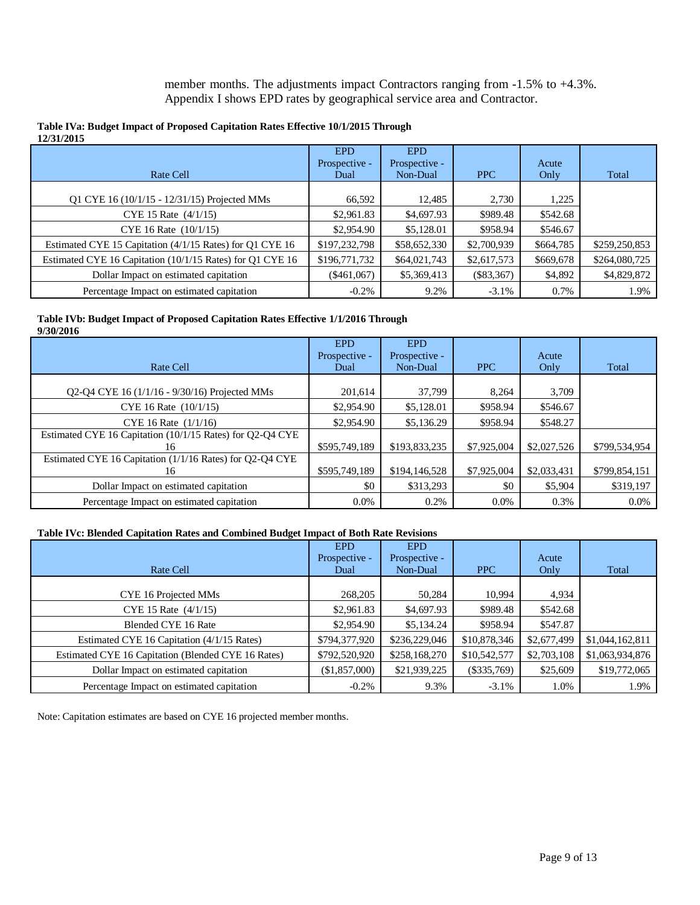member months. The adjustments impact Contractors ranging from -1.5% to +4.3%. Appendix I shows EPD rates by geographical service area and Contractor.

**Table IVa: Budget Impact of Proposed Capitation Rates Effective 10/1/2015 Through 12/31/2015**

| Rate Cell | EPD Prospective - Dual | EPD Prospective - Non-Dual | PPC | Acute Only | Total |
|---|---|---|---|---|---|
| Q1 CYE 16 (10/1/15 - 12/31/15) Projected MMs | 66,592 | 12,485 | 2,730 | 1,225 | |
| CYE 15 Rate (4/1/15) | $2,961.83 | $4,697.93 | $989.48 | $542.68 | |
| CYE 16 Rate (10/1/15) | $2,954.90 | $5,128.01 | $958.94 | $546.67 | |
| Estimated CYE 15 Capitation (4/1/15 Rates) for Q1 CYE 16 | $197,232,798 | $58,652,330 | $2,700,939 | $664,785 | $259,250,853 |
| Estimated CYE 16 Capitation (10/1/15 Rates) for Q1 CYE 16 | $196,771,732 | $64,021,743 | $2,617,573 | $669,678 | $264,080,725 |
| Dollar Impact on estimated capitation | ($461,067) | $5,369,413 | ($83,367) | $4,892 | $4,829,872 |
| Percentage Impact on estimated capitation | -0.2% | 9.2% | -3.1% | 0.7% | 1.9% |

**Table IVb: Budget Impact of Proposed Capitation Rates Effective 1/1/2016 Through 9/30/2016**

| Rate Cell | EPD Prospective - Dual | EPD Prospective - Non-Dual | PPC | Acute Only | Total |
|---|---|---|---|---|---|
| Q2-Q4 CYE 16 (1/1/16 - 9/30/16) Projected MMs | 201,614 | 37,799 | 8,264 | 3,709 | |
| CYE 16 Rate (10/1/15) | $2,954.90 | $5,128.01 | $958.94 | $546.67 | |
| CYE 16 Rate (1/1/16) | $2,954.90 | $5,136.29 | $958.94 | $548.27 | |
| Estimated CYE 16 Capitation (10/1/15 Rates) for Q2-Q4 CYE 16 | $595,749,189 | $193,833,235 | $7,925,004 | $2,027,526 | $799,534,954 |
| Estimated CYE 16 Capitation (1/1/16 Rates) for Q2-Q4 CYE 16 | $595,749,189 | $194,146,528 | $7,925,004 | $2,033,431 | $799,854,151 |
| Dollar Impact on estimated capitation | $0 | $313,293 | $0 | $5,904 | $319,197 |
| Percentage Impact on estimated capitation | 0.0% | 0.2% | 0.0% | 0.3% | 0.0% |

**Table IVc: Blended Capitation Rates and Combined Budget Impact of Both Rate Revisions**

| Rate Cell | EPD Prospective - Dual | EPD Prospective - Non-Dual | PPC | Acute Only | Total |
|---|---|---|---|---|---|
| CYE 16 Projected MMs | 268,205 | 50,284 | 10,994 | 4,934 | |
| CYE 15 Rate (4/1/15) | $2,961.83 | $4,697.93 | $989.48 | $542.68 | |
| Blended CYE 16 Rate | $2,954.90 | $5,134.24 | $958.94 | $547.87 | |
| Estimated CYE 16 Capitation (4/1/15 Rates) | $794,377,920 | $236,229,046 | $10,878,346 | $2,677,499 | $1,044,162,811 |
| Estimated CYE 16 Capitation (Blended CYE 16 Rates) | $792,520,920 | $258,168,270 | $10,542,577 | $2,703,108 | $1,063,934,876 |
| Dollar Impact on estimated capitation | ($1,857,000) | $21,939,225 | ($335,769) | $25,609 | $19,772,065 |
| Percentage Impact on estimated capitation | -0.2% | 9.3% | -3.1% | 1.0% | 1.9% |

Note: Capitation estimates are based on CYE 16 projected member months.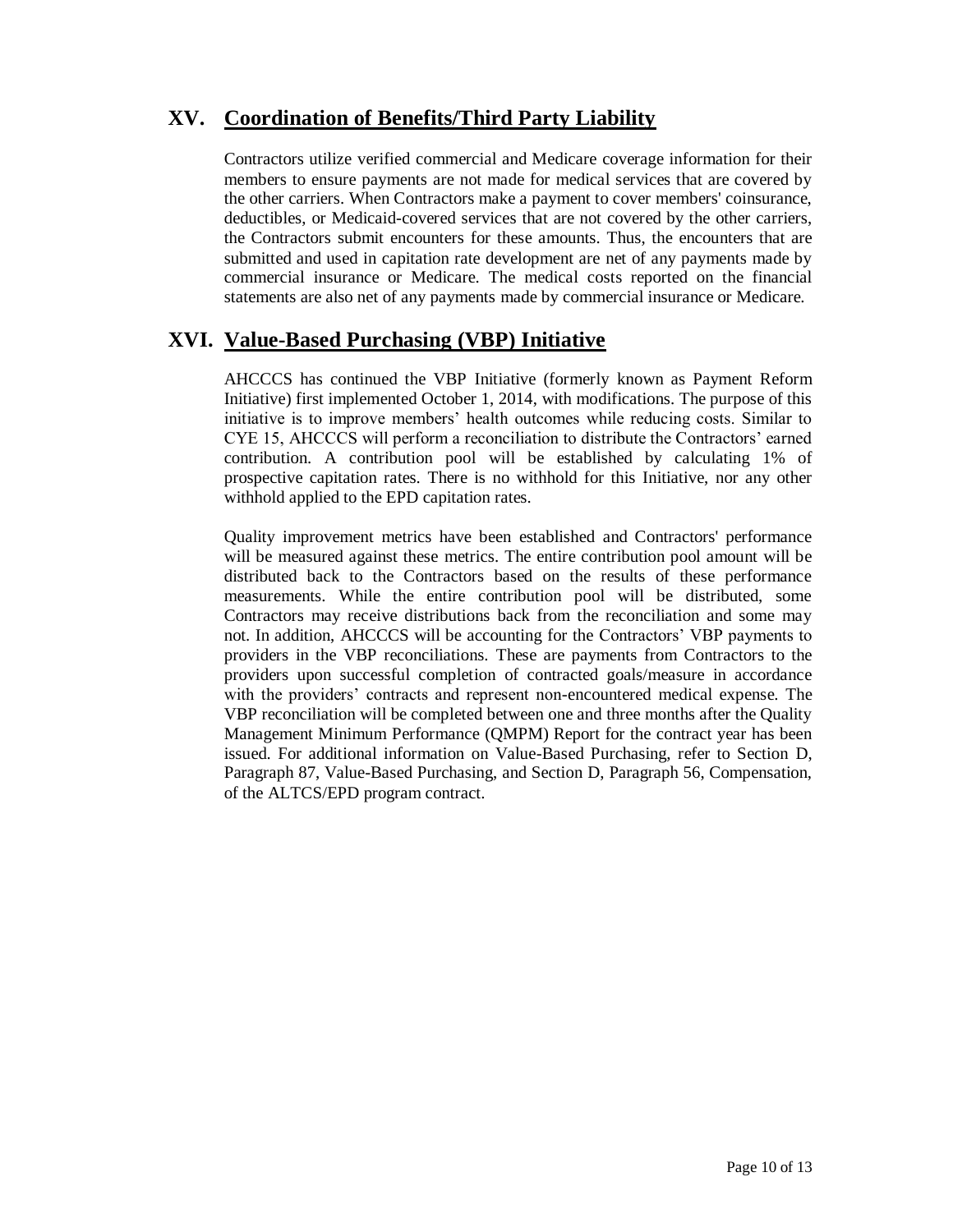## XV. Coordination of Benefits/Third Party Liability

Contractors utilize verified commercial and Medicare coverage information for their members to ensure payments are not made for medical services that are covered by the other carriers. When Contractors make a payment to cover members' coinsurance, deductibles, or Medicaid-covered services that are not covered by the other carriers, the Contractors submit encounters for these amounts. Thus, the encounters that are submitted and used in capitation rate development are net of any payments made by commercial insurance or Medicare. The medical costs reported on the financial statements are also net of any payments made by commercial insurance or Medicare.

## XVI. Value-Based Purchasing (VBP) Initiative

AHCCCS has continued the VBP Initiative (formerly known as Payment Reform Initiative) first implemented October 1, 2014, with modifications. The purpose of this initiative is to improve members' health outcomes while reducing costs. Similar to CYE 15, AHCCCS will perform a reconciliation to distribute the Contractors' earned contribution. A contribution pool will be established by calculating 1% of prospective capitation rates. There is no withhold for this Initiative, nor any other withhold applied to the EPD capitation rates.

Quality improvement metrics have been established and Contractors' performance will be measured against these metrics. The entire contribution pool amount will be distributed back to the Contractors based on the results of these performance measurements. While the entire contribution pool will be distributed, some Contractors may receive distributions back from the reconciliation and some may not. In addition, AHCCCS will be accounting for the Contractors' VBP payments to providers in the VBP reconciliations. These are payments from Contractors to the providers upon successful completion of contracted goals/measure in accordance with the providers' contracts and represent non-encountered medical expense. The VBP reconciliation will be completed between one and three months after the Quality Management Minimum Performance (QMPM) Report for the contract year has been issued. For additional information on Value-Based Purchasing, refer to Section D, Paragraph 87, Value-Based Purchasing, and Section D, Paragraph 56, Compensation, of the ALTCS/EPD program contract.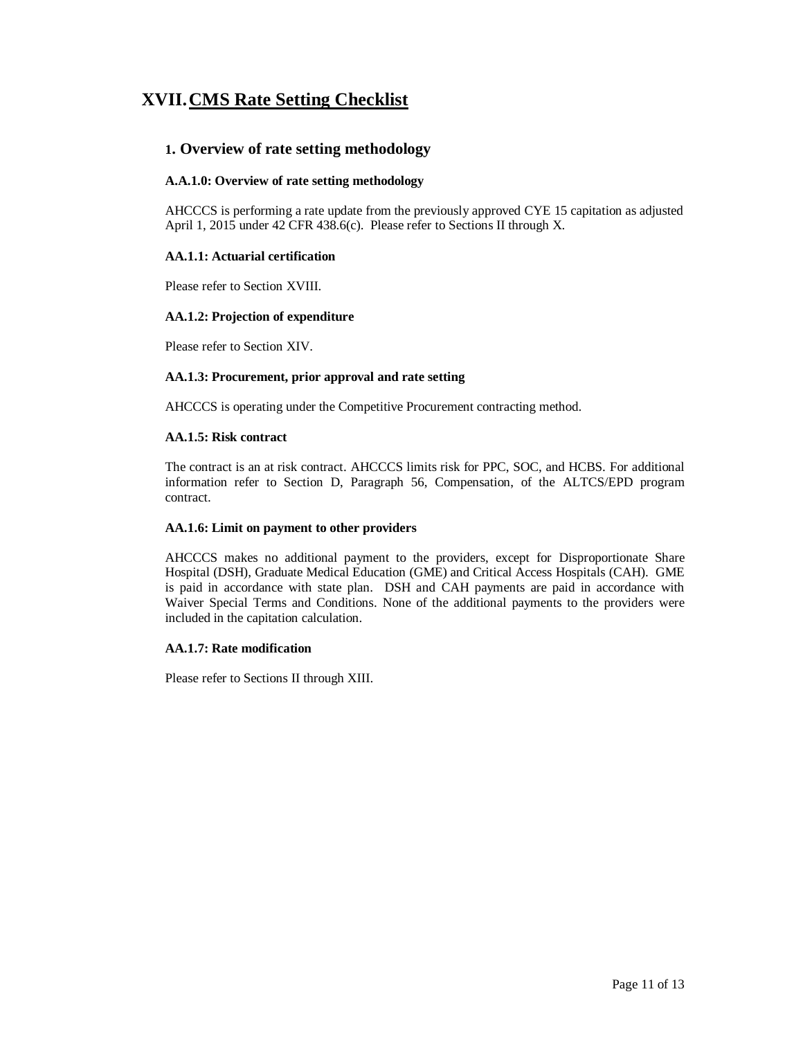# XVII. CMS Rate Setting Checklist

## 1. Overview of rate setting methodology

### A.A.1.0: Overview of rate setting methodology

AHCCCS is performing a rate update from the previously approved CYE 15 capitation as adjusted April 1, 2015 under 42 CFR 438.6(c). Please refer to Sections II through X.

### AA.1.1: Actuarial certification

Please refer to Section XVIII.

### AA.1.2: Projection of expenditure

Please refer to Section XIV.

### AA.1.3: Procurement, prior approval and rate setting

AHCCCS is operating under the Competitive Procurement contracting method.

### AA.1.5: Risk contract

The contract is an at risk contract. AHCCCS limits risk for PPC, SOC, and HCBS. For additional information refer to Section D, Paragraph 56, Compensation, of the ALTCS/EPD program contract.

### AA.1.6: Limit on payment to other providers

AHCCCS makes no additional payment to the providers, except for Disproportionate Share Hospital (DSH), Graduate Medical Education (GME) and Critical Access Hospitals (CAH). GME is paid in accordance with state plan. DSH and CAH payments are paid in accordance with Waiver Special Terms and Conditions. None of the additional payments to the providers were included in the capitation calculation.

### AA.1.7: Rate modification

Please refer to Sections II through XIII.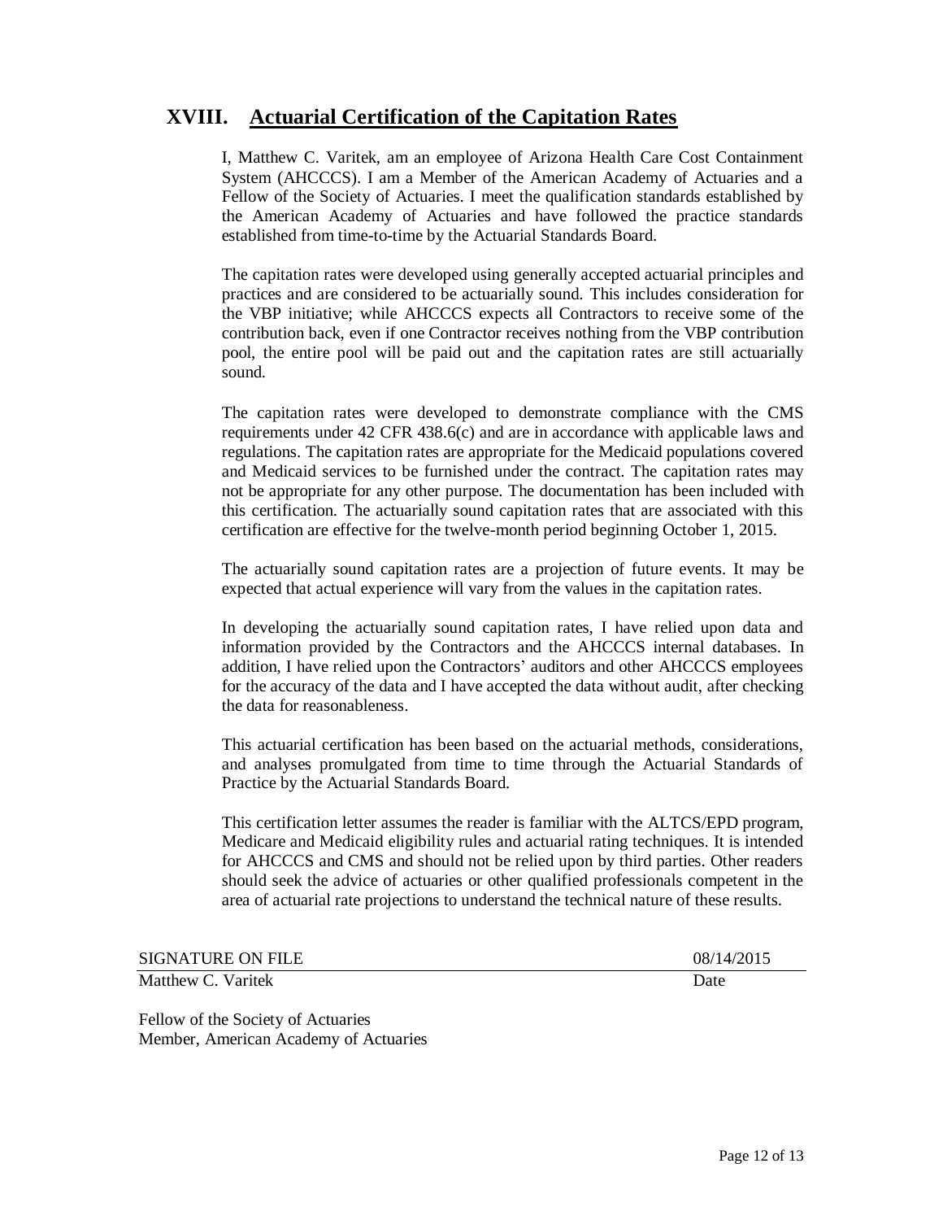## XVIII. Actuarial Certification of the Capitation Rates

I, Matthew C. Varitek, am an employee of Arizona Health Care Cost Containment System (AHCCCS). I am a Member of the American Academy of Actuaries and a Fellow of the Society of Actuaries. I meet the qualification standards established by the American Academy of Actuaries and have followed the practice standards established from time-to-time by the Actuarial Standards Board.

The capitation rates were developed using generally accepted actuarial principles and practices and are considered to be actuarially sound. This includes consideration for the VBP initiative; while AHCCCS expects all Contractors to receive some of the contribution back, even if one Contractor receives nothing from the VBP contribution pool, the entire pool will be paid out and the capitation rates are still actuarially sound.

The capitation rates were developed to demonstrate compliance with the CMS requirements under 42 CFR 438.6(c) and are in accordance with applicable laws and regulations. The capitation rates are appropriate for the Medicaid populations covered and Medicaid services to be furnished under the contract. The capitation rates may not be appropriate for any other purpose. The documentation has been included with this certification. The actuarially sound capitation rates that are associated with this certification are effective for the twelve-month period beginning October 1, 2015.

The actuarially sound capitation rates are a projection of future events. It may be expected that actual experience will vary from the values in the capitation rates.

In developing the actuarially sound capitation rates, I have relied upon data and information provided by the Contractors and the AHCCCS internal databases. In addition, I have relied upon the Contractors' auditors and other AHCCCS employees for the accuracy of the data and I have accepted the data without audit, after checking the data for reasonableness.

This actuarial certification has been based on the actuarial methods, considerations, and analyses promulgated from time to time through the Actuarial Standards of Practice by the Actuarial Standards Board.

This certification letter assumes the reader is familiar with the ALTCS/EPD program, Medicare and Medicaid eligibility rules and actuarial rating techniques. It is intended for AHCCCS and CMS and should not be relied upon by third parties. Other readers should seek the advice of actuaries or other qualified professionals competent in the area of actuarial rate projections to understand the technical nature of these results.

SIGNATURE ON FILE 08/14/2015

Matthew C. Varitek Date

Fellow of the Society of Actuaries
Member, American Academy of Actuaries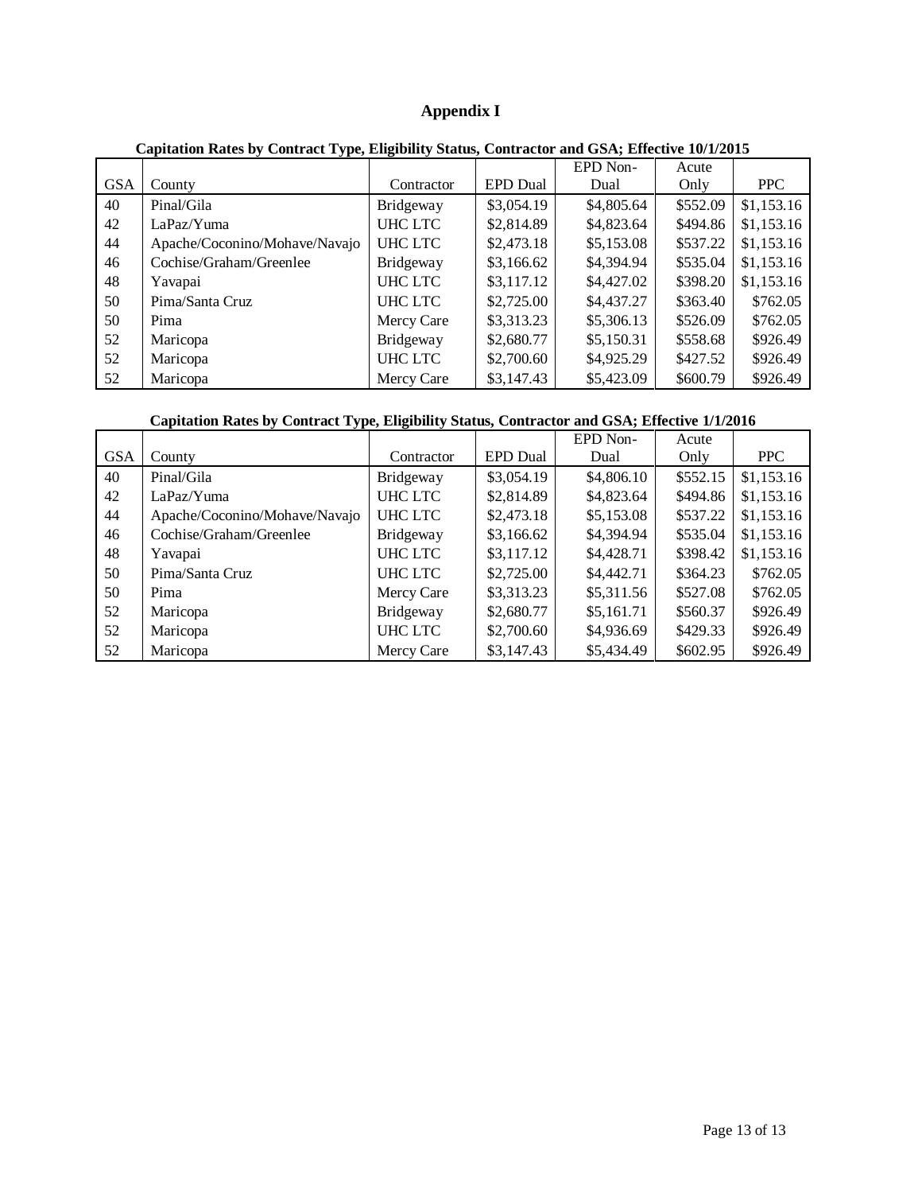# Appendix I

**Capitation Rates by Contract Type, Eligibility Status, Contractor and GSA; Effective 10/1/2015**

| GSA | County | Contractor | EPD Dual | EPD Non-Dual | Acute Only | PPC |
|---|---|---|---|---|---|---|
| 40 | Pinal/Gila | Bridgeway | $3,054.19 | $4,805.64 | $552.09 | $1,153.16 |
| 42 | LaPaz/Yuma | UHC LTC | $2,814.89 | $4,823.64 | $494.86 | $1,153.16 |
| 44 | Apache/Coconino/Mohave/Navajo | UHC LTC | $2,473.18 | $5,153.08 | $537.22 | $1,153.16 |
| 46 | Cochise/Graham/Greenlee | Bridgeway | $3,166.62 | $4,394.94 | $535.04 | $1,153.16 |
| 48 | Yavapai | UHC LTC | $3,117.12 | $4,427.02 | $398.20 | $1,153.16 |
| 50 | Pima/Santa Cruz | UHC LTC | $2,725.00 | $4,437.27 | $363.40 | $762.05 |
| 50 | Pima | Mercy Care | $3,313.23 | $5,306.13 | $526.09 | $762.05 |
| 52 | Maricopa | Bridgeway | $2,680.77 | $5,150.31 | $558.68 | $926.49 |
| 52 | Maricopa | UHC LTC | $2,700.60 | $4,925.29 | $427.52 | $926.49 |
| 52 | Maricopa | Mercy Care | $3,147.43 | $5,423.09 | $600.79 | $926.49 |

**Capitation Rates by Contract Type, Eligibility Status, Contractor and GSA; Effective 1/1/2016**

| GSA | County | Contractor | EPD Dual | EPD Non-Dual | Acute Only | PPC |
|---|---|---|---|---|---|---|
| 40 | Pinal/Gila | Bridgeway | $3,054.19 | $4,806.10 | $552.15 | $1,153.16 |
| 42 | LaPaz/Yuma | UHC LTC | $2,814.89 | $4,823.64 | $494.86 | $1,153.16 |
| 44 | Apache/Coconino/Mohave/Navajo | UHC LTC | $2,473.18 | $5,153.08 | $537.22 | $1,153.16 |
| 46 | Cochise/Graham/Greenlee | Bridgeway | $3,166.62 | $4,394.94 | $535.04 | $1,153.16 |
| 48 | Yavapai | UHC LTC | $3,117.12 | $4,428.71 | $398.42 | $1,153.16 |
| 50 | Pima/Santa Cruz | UHC LTC | $2,725.00 | $4,442.71 | $364.23 | $762.05 |
| 50 | Pima | Mercy Care | $3,313.23 | $5,311.56 | $527.08 | $762.05 |
| 52 | Maricopa | Bridgeway | $2,680.77 | $5,161.71 | $560.37 | $926.49 |
| 52 | Maricopa | UHC LTC | $2,700.60 | $4,936.69 | $429.33 | $926.49 |
| 52 | Maricopa | Mercy Care | $3,147.43 | $5,434.49 | $602.95 | $926.49 |